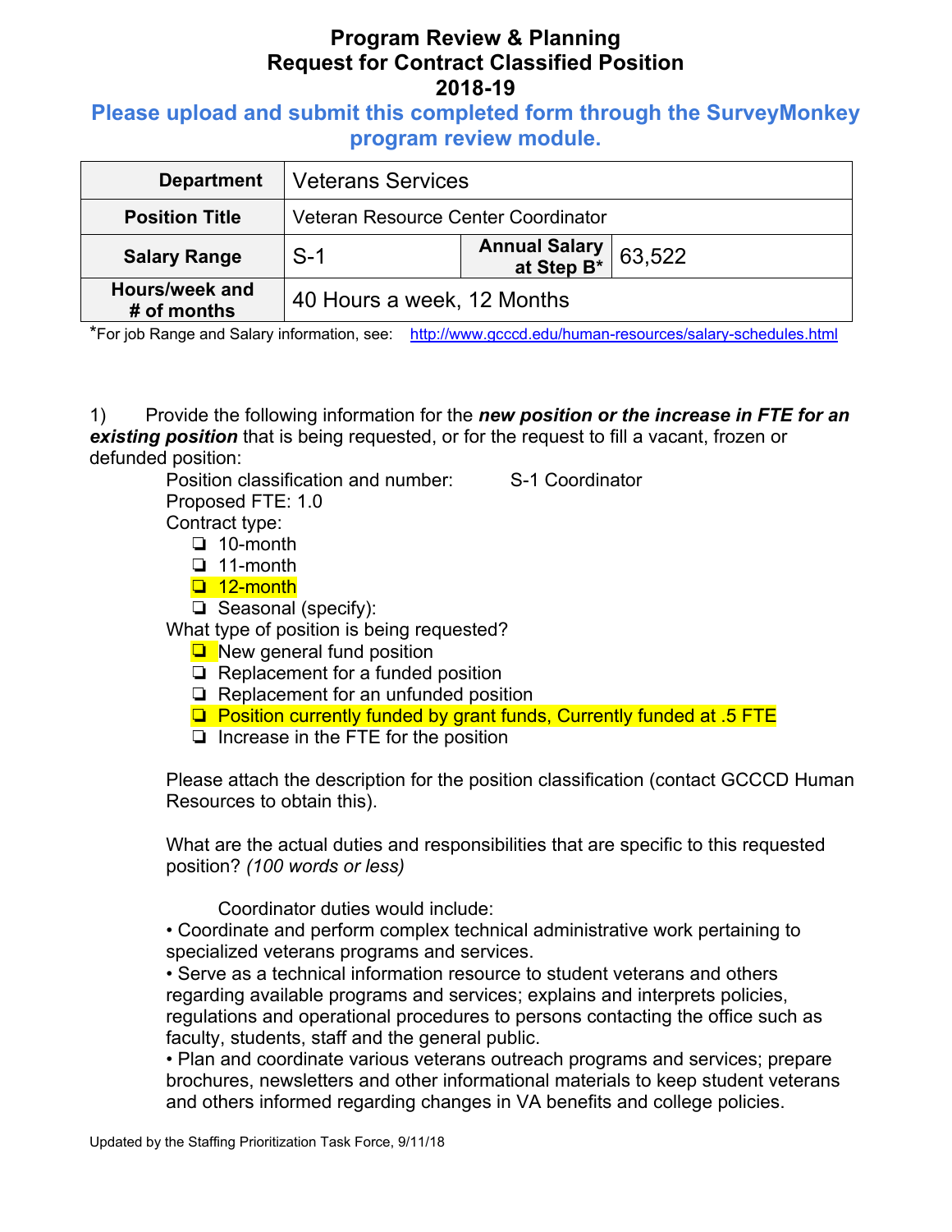# Program Review & Planning
# Request for Contract Classified Position
# 2018-19

**Please upload and submit this completed form through the SurveyMonkey program review module.**

| **Department** | Veterans Services | | |
|---|---|---|---|
| **Position Title** | Veteran Resource Center Coordinator | | |
| **Salary Range** | S-1 | **Annual Salary at Step B*** | 63,522 |
| **Hours/week and # of months** | 40 Hours a week, 12 Months | | |

*For job Range and Salary information, see: http://www.gcccd.edu/human-resources/salary-schedules.html

1) Provide the following information for the ***new position or the increase in FTE for an existing position*** that is being requested, or for the request to fill a vacant, frozen or defunded position:

Position classification and number: S-1 Coordinator
Proposed FTE: 1.0
Contract type:

- ❏ 10-month
- ❏ 11-month
- ❏ 12-month
- ❏ Seasonal (specify):

What type of position is being requested?

- ❏ New general fund position
- ❏ Replacement for a funded position
- ❏ Replacement for an unfunded position
- ❏ Position currently funded by grant funds, Currently funded at .5 FTE
- ❏ Increase in the FTE for the position

Please attach the description for the position classification (contact GCCCD Human Resources to obtain this).

What are the actual duties and responsibilities that are specific to this requested position? *(100 words or less)*

Coordinator duties would include:

• Coordinate and perform complex technical administrative work pertaining to specialized veterans programs and services.

• Serve as a technical information resource to student veterans and others regarding available programs and services; explains and interprets policies, regulations and operational procedures to persons contacting the office such as faculty, students, staff and the general public.

• Plan and coordinate various veterans outreach programs and services; prepare brochures, newsletters and other informational materials to keep student veterans and others informed regarding changes in VA benefits and college policies.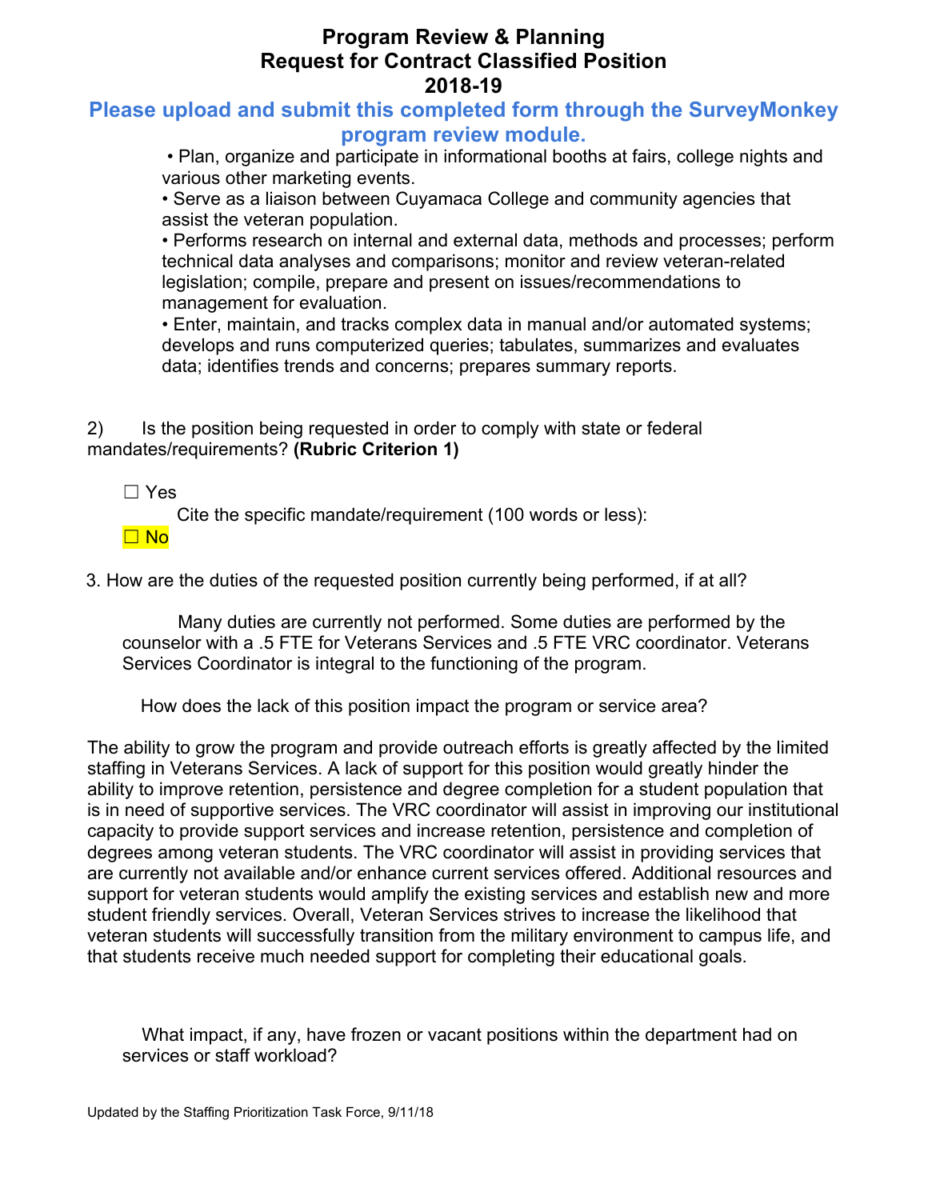# Program Review & Planning
# Request for Contract Classified Position
# 2018-19

**Please upload and submit this completed form through the SurveyMonkey program review module.**

- Plan, organize and participate in informational booths at fairs, college nights and various other marketing events.
- Serve as a liaison between Cuyamaca College and community agencies that assist the veteran population.
- Performs research on internal and external data, methods and processes; perform technical data analyses and comparisons; monitor and review veteran-related legislation; compile, prepare and present on issues/recommendations to management for evaluation.
- Enter, maintain, and tracks complex data in manual and/or automated systems; develops and runs computerized queries; tabulates, summarizes and evaluates data; identifies trends and concerns; prepares summary reports.

2) Is the position being requested in order to comply with state or federal mandates/requirements? **(Rubric Criterion 1)**

☐ Yes

Cite the specific mandate/requirement (100 words or less):

☐ No

3. How are the duties of the requested position currently being performed, if at all?

Many duties are currently not performed. Some duties are performed by the counselor with a .5 FTE for Veterans Services and .5 FTE VRC coordinator. Veterans Services Coordinator is integral to the functioning of the program.

How does the lack of this position impact the program or service area?

The ability to grow the program and provide outreach efforts is greatly affected by the limited staffing in Veterans Services. A lack of support for this position would greatly hinder the ability to improve retention, persistence and degree completion for a student population that is in need of supportive services. The VRC coordinator will assist in improving our institutional capacity to provide support services and increase retention, persistence and completion of degrees among veteran students. The VRC coordinator will assist in providing services that are currently not available and/or enhance current services offered. Additional resources and support for veteran students would amplify the existing services and establish new and more student friendly services. Overall, Veteran Services strives to increase the likelihood that veteran students will successfully transition from the military environment to campus life, and that students receive much needed support for completing their educational goals.

What impact, if any, have frozen or vacant positions within the department had on services or staff workload?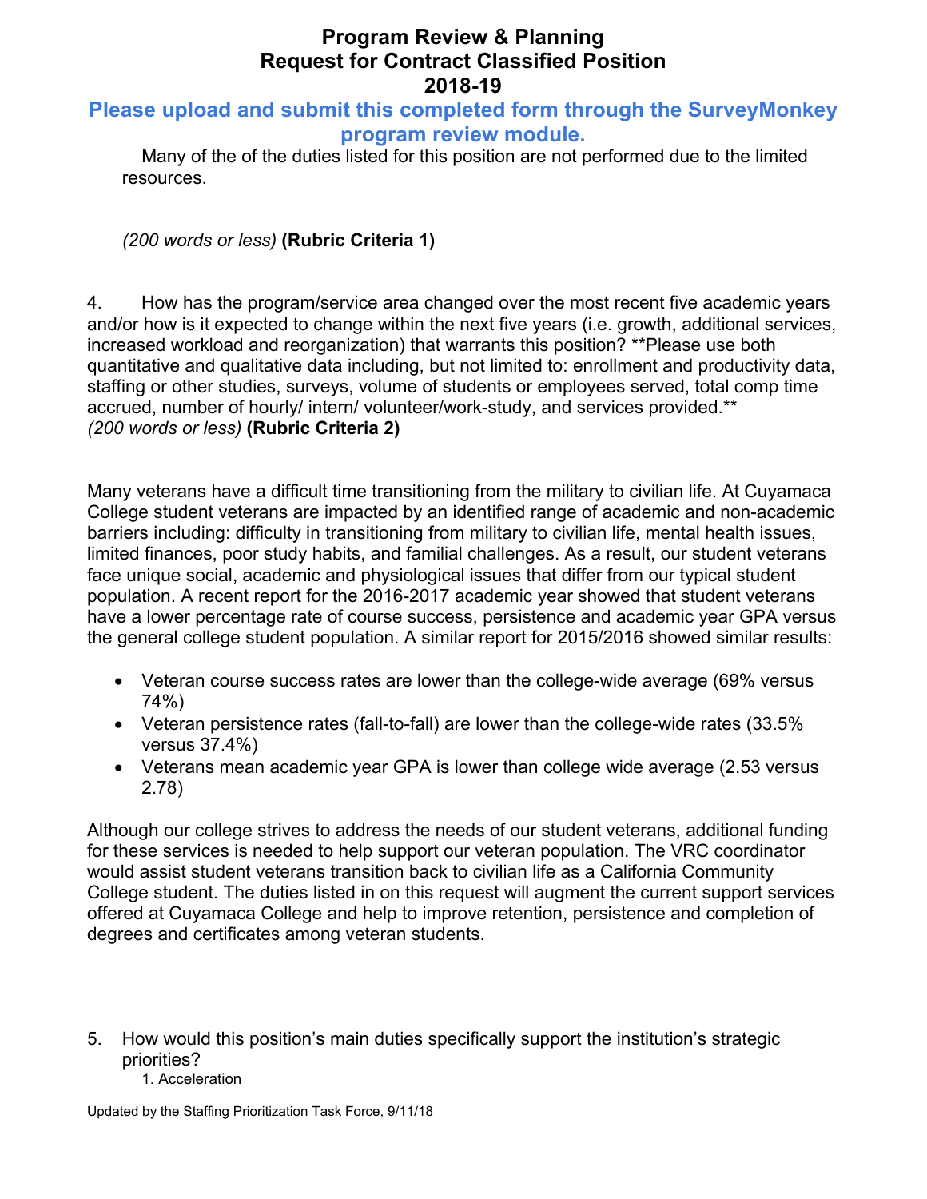# Program Review & Planning
# Request for Contract Classified Position
# 2018-19

**Please upload and submit this completed form through the SurveyMonkey program review module.**

Many of the of the duties listed for this position are not performed due to the limited resources.

*(200 words or less)* **(Rubric Criteria 1)**

4. How has the program/service area changed over the most recent five academic years and/or how is it expected to change within the next five years (i.e. growth, additional services, increased workload and reorganization) that warrants this position? **Please use both quantitative and qualitative data including, but not limited to: enrollment and productivity data, staffing or other studies, surveys, volume of students or employees served, total comp time accrued, number of hourly/ intern/ volunteer/work-study, and services provided.** *(200 words or less)* **(Rubric Criteria 2)**

Many veterans have a difficult time transitioning from the military to civilian life. At Cuyamaca College student veterans are impacted by an identified range of academic and non-academic barriers including: difficulty in transitioning from military to civilian life, mental health issues, limited finances, poor study habits, and familial challenges. As a result, our student veterans face unique social, academic and physiological issues that differ from our typical student population. A recent report for the 2016-2017 academic year showed that student veterans have a lower percentage rate of course success, persistence and academic year GPA versus the general college student population. A similar report for 2015/2016 showed similar results:

- Veteran course success rates are lower than the college-wide average (69% versus 74%)
- Veteran persistence rates (fall-to-fall) are lower than the college-wide rates (33.5% versus 37.4%)
- Veterans mean academic year GPA is lower than college wide average (2.53 versus 2.78)

Although our college strives to address the needs of our student veterans, additional funding for these services is needed to help support our veteran population. The VRC coordinator would assist student veterans transition back to civilian life as a California Community College student. The duties listed in on this request will augment the current support services offered at Cuyamaca College and help to improve retention, persistence and completion of degrees and certificates among veteran students.

5. How would this position's main duties specifically support the institution's strategic priorities?
   1. Acceleration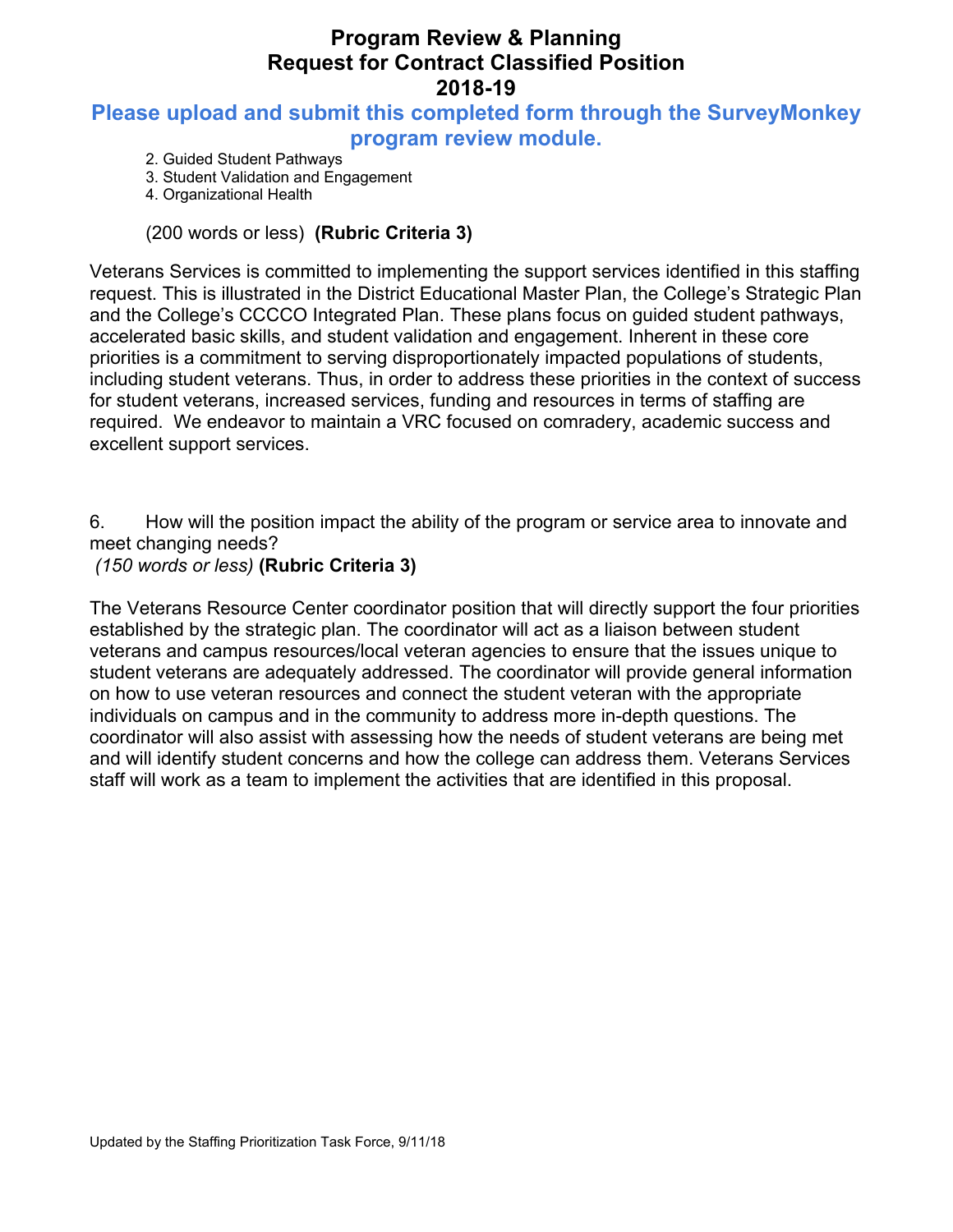2. Guided Student Pathways
3. Student Validation and Engagement
4. Organizational Health

(200 words or less) **(Rubric Criteria 3)**

Veterans Services is committed to implementing the support services identified in this staffing request. This is illustrated in the District Educational Master Plan, the College's Strategic Plan and the College's CCCCO Integrated Plan. These plans focus on guided student pathways, accelerated basic skills, and student validation and engagement. Inherent in these core priorities is a commitment to serving disproportionately impacted populations of students, including student veterans. Thus, in order to address these priorities in the context of success for student veterans, increased services, funding and resources in terms of staffing are required. We endeavor to maintain a VRC focused on comradery, academic success and excellent support services.

6. How will the position impact the ability of the program or service area to innovate and meet changing needs?
*(150 words or less)* **(Rubric Criteria 3)**

The Veterans Resource Center coordinator position that will directly support the four priorities established by the strategic plan. The coordinator will act as a liaison between student veterans and campus resources/local veteran agencies to ensure that the issues unique to student veterans are adequately addressed. The coordinator will provide general information on how to use veteran resources and connect the student veteran with the appropriate individuals on campus and in the community to address more in-depth questions. The coordinator will also assist with assessing how the needs of student veterans are being met and will identify student concerns and how the college can address them. Veterans Services staff will work as a team to implement the activities that are identified in this proposal.